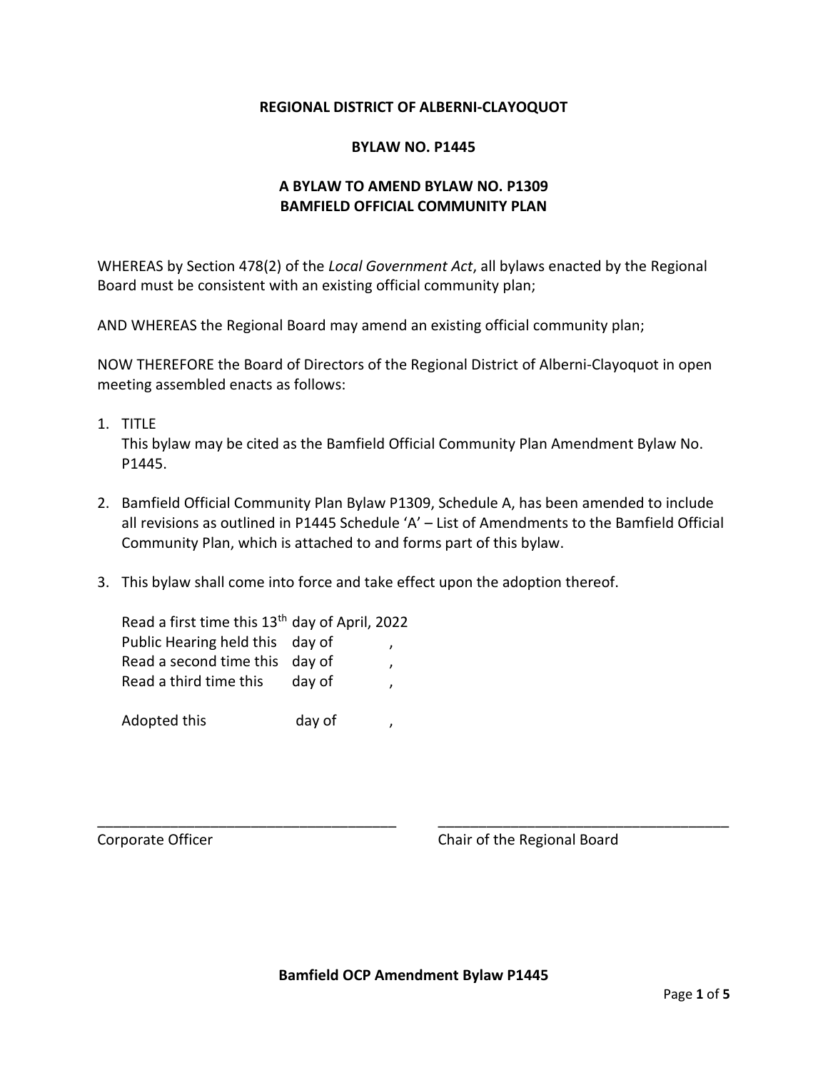**REGIONAL DISTRICT OF ALBERNI-CLAYOQUOT**

**BYLAW NO. P1445**

**A BYLAW TO AMEND BYLAW NO. P1309**
**BAMFIELD OFFICIAL COMMUNITY PLAN**

WHEREAS by Section 478(2) of the *Local Government Act*, all bylaws enacted by the Regional Board must be consistent with an existing official community plan;

AND WHEREAS the Regional Board may amend an existing official community plan;

NOW THEREFORE the Board of Directors of the Regional District of Alberni-Clayoquot in open meeting assembled enacts as follows:

1. TITLE
   This bylaw may be cited as the Bamfield Official Community Plan Amendment Bylaw No. P1445.

2. Bamfield Official Community Plan Bylaw P1309, Schedule A, has been amended to include all revisions as outlined in P1445 Schedule 'A' – List of Amendments to the Bamfield Official Community Plan, which is attached to and forms part of this bylaw.

3. This bylaw shall come into force and take effect upon the adoption thereof.

   Read a first time this 13th day of April, 2022
   Public Hearing held this day of ,
   Read a second time this day of ,
   Read a third time this day of ,

   Adopted this day of ,

\_\_\_\_\_\_\_\_\_\_\_\_\_\_\_\_\_\_\_\_\_\_\_\_\_\_\_\_\_\_\_\_\_\_\_\_ \_\_\_\_\_\_\_\_\_\_\_\_\_\_\_\_\_\_\_\_\_\_\_\_\_\_\_\_\_\_\_\_\_\_\_\_
Corporate Officer Chair of the Regional Board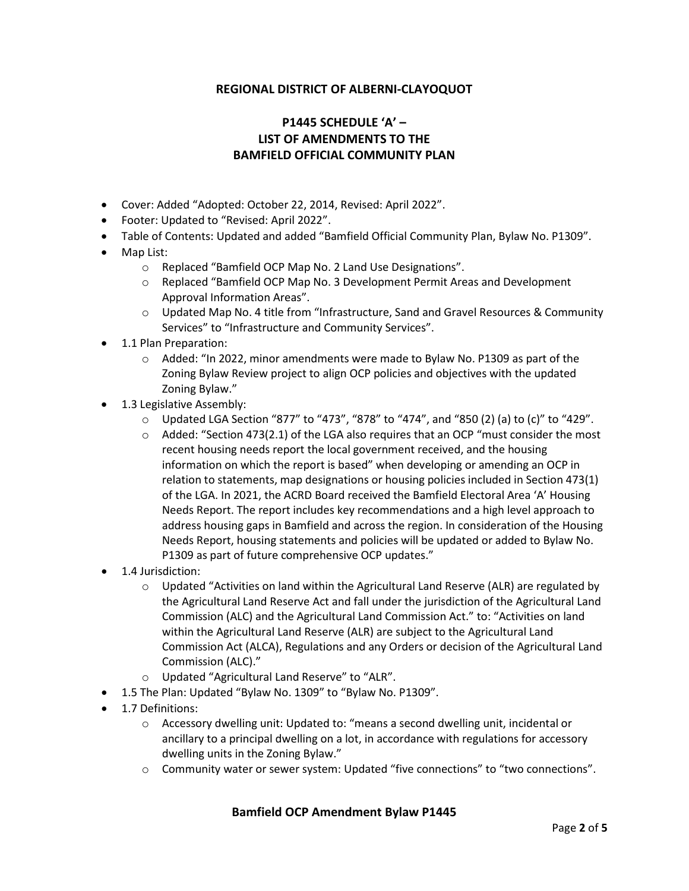**REGIONAL DISTRICT OF ALBERNI-CLAYOQUOT**

**P1445 SCHEDULE 'A' –**
**LIST OF AMENDMENTS TO THE**
**BAMFIELD OFFICIAL COMMUNITY PLAN**

- Cover: Added "Adopted: October 22, 2014, Revised: April 2022".
- Footer: Updated to "Revised: April 2022".
- Table of Contents: Updated and added "Bamfield Official Community Plan, Bylaw No. P1309".
- Map List:
  - Replaced "Bamfield OCP Map No. 2 Land Use Designations".
  - Replaced "Bamfield OCP Map No. 3 Development Permit Areas and Development Approval Information Areas".
  - Updated Map No. 4 title from "Infrastructure, Sand and Gravel Resources & Community Services" to "Infrastructure and Community Services".
- 1.1 Plan Preparation:
  - Added: "In 2022, minor amendments were made to Bylaw No. P1309 as part of the Zoning Bylaw Review project to align OCP policies and objectives with the updated Zoning Bylaw."
- 1.3 Legislative Assembly:
  - Updated LGA Section "877" to "473", "878" to "474", and "850 (2) (a) to (c)" to "429".
  - Added: "Section 473(2.1) of the LGA also requires that an OCP "must consider the most recent housing needs report the local government received, and the housing information on which the report is based" when developing or amending an OCP in relation to statements, map designations or housing policies included in Section 473(1) of the LGA. In 2021, the ACRD Board received the Bamfield Electoral Area 'A' Housing Needs Report. The report includes key recommendations and a high level approach to address housing gaps in Bamfield and across the region. In consideration of the Housing Needs Report, housing statements and policies will be updated or added to Bylaw No. P1309 as part of future comprehensive OCP updates."
- 1.4 Jurisdiction:
  - Updated "Activities on land within the Agricultural Land Reserve (ALR) are regulated by the Agricultural Land Reserve Act and fall under the jurisdiction of the Agricultural Land Commission (ALC) and the Agricultural Land Commission Act." to: "Activities on land within the Agricultural Land Reserve (ALR) are subject to the Agricultural Land Commission Act (ALCA), Regulations and any Orders or decision of the Agricultural Land Commission (ALC)."
  - Updated "Agricultural Land Reserve" to "ALR".
- 1.5 The Plan: Updated "Bylaw No. 1309" to "Bylaw No. P1309".
- 1.7 Definitions:
  - Accessory dwelling unit: Updated to: "means a second dwelling unit, incidental or ancillary to a principal dwelling on a lot, in accordance with regulations for accessory dwelling units in the Zoning Bylaw."
  - Community water or sewer system: Updated "five connections" to "two connections".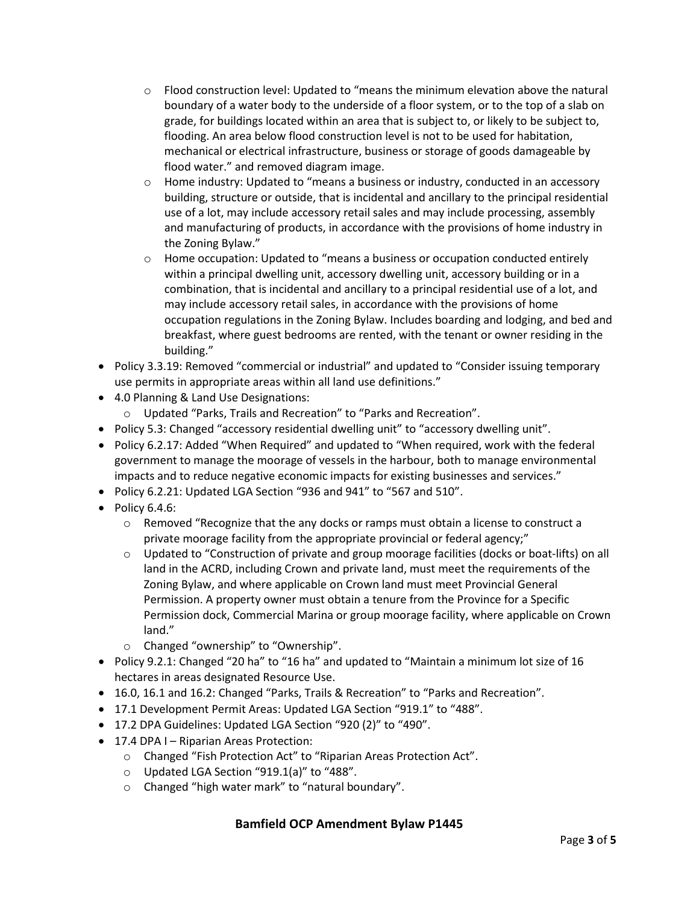- Flood construction level: Updated to "means the minimum elevation above the natural boundary of a water body to the underside of a floor system, or to the top of a slab on grade, for buildings located within an area that is subject to, or likely to be subject to, flooding. An area below flood construction level is not to be used for habitation, mechanical or electrical infrastructure, business or storage of goods damageable by flood water." and removed diagram image.
  - Home industry: Updated to "means a business or industry, conducted in an accessory building, structure or outside, that is incidental and ancillary to the principal residential use of a lot, may include accessory retail sales and may include processing, assembly and manufacturing of products, in accordance with the provisions of home industry in the Zoning Bylaw."
  - Home occupation: Updated to "means a business or occupation conducted entirely within a principal dwelling unit, accessory dwelling unit, accessory building or in a combination, that is incidental and ancillary to a principal residential use of a lot, and may include accessory retail sales, in accordance with the provisions of home occupation regulations in the Zoning Bylaw. Includes boarding and lodging, and bed and breakfast, where guest bedrooms are rented, with the tenant or owner residing in the building."
- Policy 3.3.19: Removed "commercial or industrial" and updated to "Consider issuing temporary use permits in appropriate areas within all land use definitions."
- 4.0 Planning & Land Use Designations:
  - Updated "Parks, Trails and Recreation" to "Parks and Recreation".
- Policy 5.3: Changed "accessory residential dwelling unit" to "accessory dwelling unit".
- Policy 6.2.17: Added "When Required" and updated to "When required, work with the federal government to manage the moorage of vessels in the harbour, both to manage environmental impacts and to reduce negative economic impacts for existing businesses and services."
- Policy 6.2.21: Updated LGA Section "936 and 941" to "567 and 510".
- Policy 6.4.6:
  - Removed "Recognize that the any docks or ramps must obtain a license to construct a private moorage facility from the appropriate provincial or federal agency;"
  - Updated to "Construction of private and group moorage facilities (docks or boat-lifts) on all land in the ACRD, including Crown and private land, must meet the requirements of the Zoning Bylaw, and where applicable on Crown land must meet Provincial General Permission. A property owner must obtain a tenure from the Province for a Specific Permission dock, Commercial Marina or group moorage facility, where applicable on Crown land."
  - Changed "ownership" to "Ownership".
- Policy 9.2.1: Changed "20 ha" to "16 ha" and updated to "Maintain a minimum lot size of 16 hectares in areas designated Resource Use.
- 16.0, 16.1 and 16.2: Changed "Parks, Trails & Recreation" to "Parks and Recreation".
- 17.1 Development Permit Areas: Updated LGA Section "919.1" to "488".
- 17.2 DPA Guidelines: Updated LGA Section "920 (2)" to "490".
- 17.4 DPA I – Riparian Areas Protection:
  - Changed "Fish Protection Act" to "Riparian Areas Protection Act".
  - Updated LGA Section "919.1(a)" to "488".
  - Changed "high water mark" to "natural boundary".

**Bamfield OCP Amendment Bylaw P1445**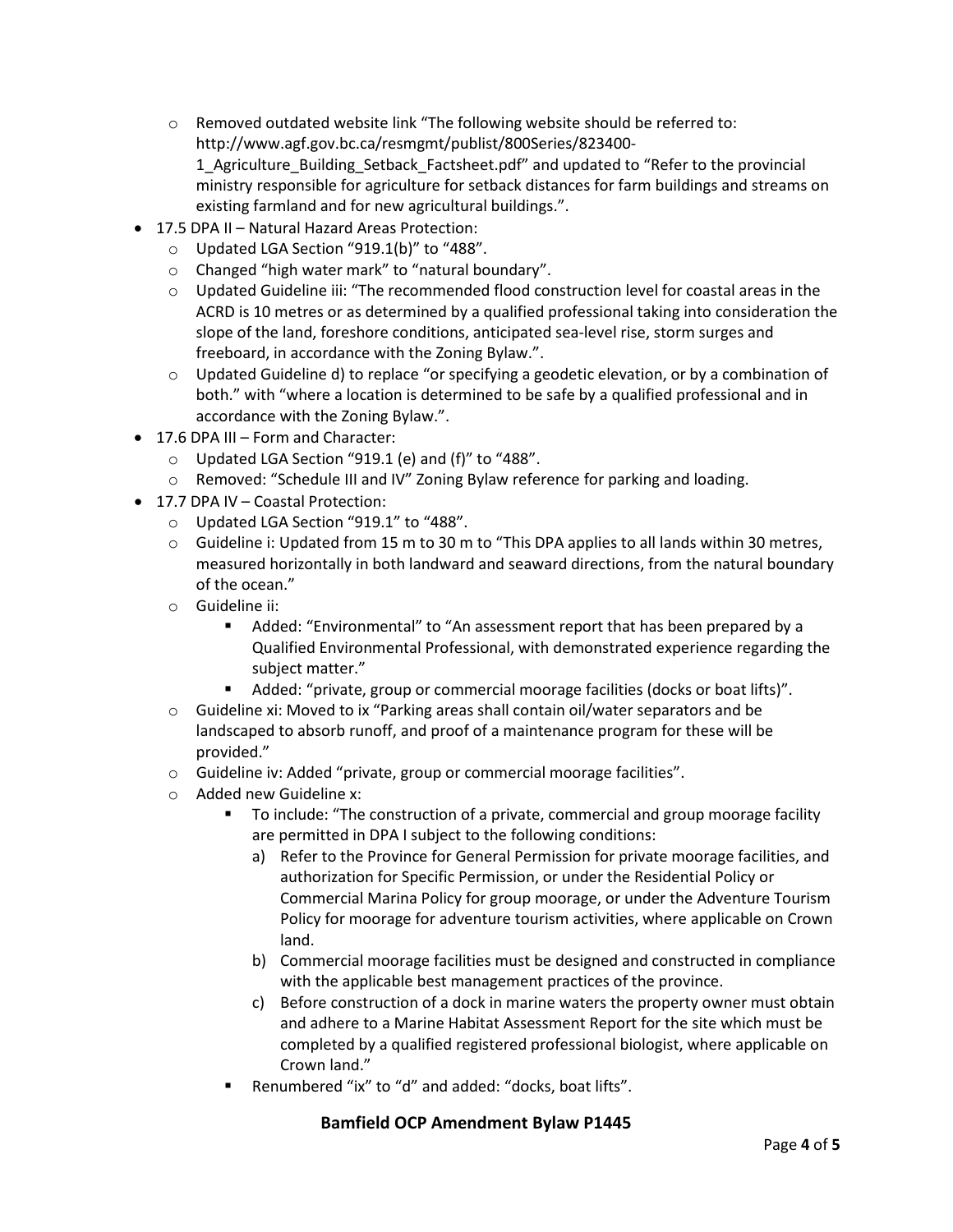- Removed outdated website link "The following website should be referred to: http://www.agf.gov.bc.ca/resmgmt/publist/800Series/823400-1_Agriculture_Building_Setback_Factsheet.pdf" and updated to "Refer to the provincial ministry responsible for agriculture for setback distances for farm buildings and streams on existing farmland and for new agricultural buildings.".
- 17.5 DPA II – Natural Hazard Areas Protection:
  - Updated LGA Section "919.1(b)" to "488".
  - Changed "high water mark" to "natural boundary".
  - Updated Guideline iii: "The recommended flood construction level for coastal areas in the ACRD is 10 metres or as determined by a qualified professional taking into consideration the slope of the land, foreshore conditions, anticipated sea-level rise, storm surges and freeboard, in accordance with the Zoning Bylaw.".
  - Updated Guideline d) to replace "or specifying a geodetic elevation, or by a combination of both." with "where a location is determined to be safe by a qualified professional and in accordance with the Zoning Bylaw.".
- 17.6 DPA III – Form and Character:
  - Updated LGA Section "919.1 (e) and (f)" to "488".
  - Removed: "Schedule III and IV" Zoning Bylaw reference for parking and loading.
- 17.7 DPA IV – Coastal Protection:
  - Updated LGA Section "919.1" to "488".
  - Guideline i: Updated from 15 m to 30 m to "This DPA applies to all lands within 30 metres, measured horizontally in both landward and seaward directions, from the natural boundary of the ocean."
  - Guideline ii:
    - Added: "Environmental" to "An assessment report that has been prepared by a Qualified Environmental Professional, with demonstrated experience regarding the subject matter."
    - Added: "private, group or commercial moorage facilities (docks or boat lifts)".
  - Guideline xi: Moved to ix "Parking areas shall contain oil/water separators and be landscaped to absorb runoff, and proof of a maintenance program for these will be provided."
  - Guideline iv: Added "private, group or commercial moorage facilities".
  - Added new Guideline x:
    - To include: "The construction of a private, commercial and group moorage facility are permitted in DPA I subject to the following conditions:
      a) Refer to the Province for General Permission for private moorage facilities, and authorization for Specific Permission, or under the Residential Policy or Commercial Marina Policy for group moorage, or under the Adventure Tourism Policy for moorage for adventure tourism activities, where applicable on Crown land.
      b) Commercial moorage facilities must be designed and constructed in compliance with the applicable best management practices of the province.
      c) Before construction of a dock in marine waters the property owner must obtain and adhere to a Marine Habitat Assessment Report for the site which must be completed by a qualified registered professional biologist, where applicable on Crown land."
    - Renumbered "ix" to "d" and added: "docks, boat lifts".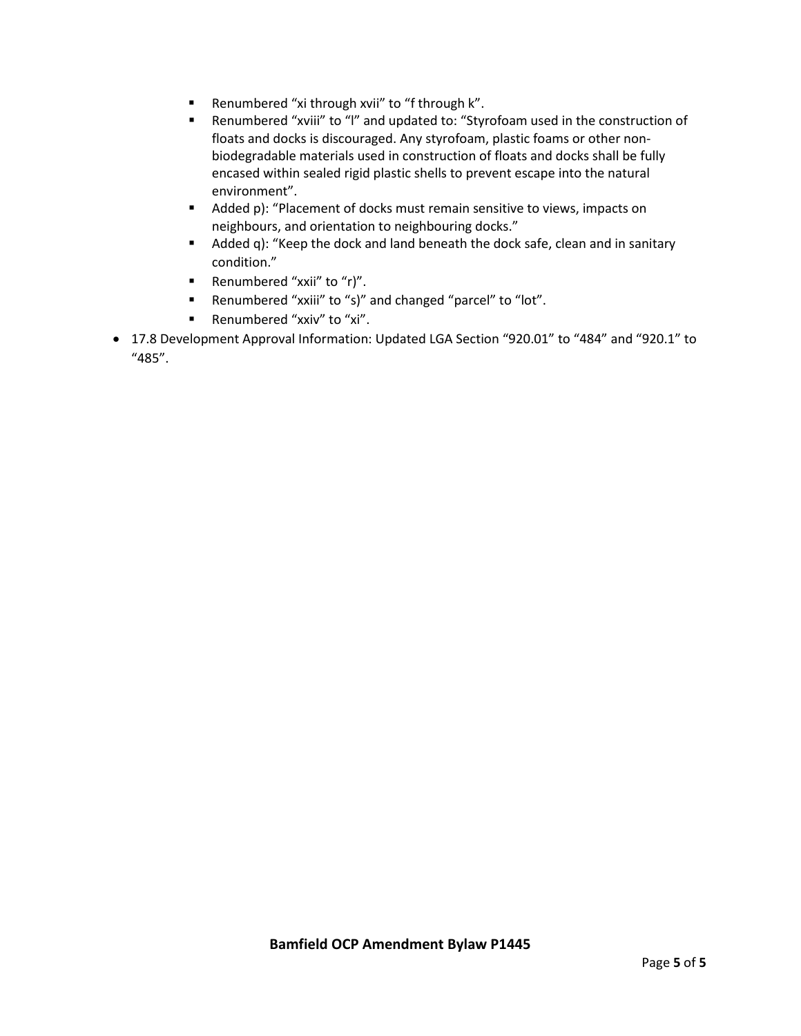- Renumbered “xi through xvii” to “f through k”.
  - Renumbered “xviii” to “l” and updated to: “Styrofoam used in the construction of floats and docks is discouraged. Any styrofoam, plastic foams or other non-biodegradable materials used in construction of floats and docks shall be fully encased within sealed rigid plastic shells to prevent escape into the natural environment”.
  - Added p): “Placement of docks must remain sensitive to views, impacts on neighbours, and orientation to neighbouring docks.”
  - Added q): “Keep the dock and land beneath the dock safe, clean and in sanitary condition.”
  - Renumbered “xxii” to “r)”.
  - Renumbered “xxiii” to “s)” and changed “parcel” to “lot”.
  - Renumbered “xxiv” to “xi”.
- 17.8 Development Approval Information: Updated LGA Section “920.01” to “484” and “920.1” to “485”.